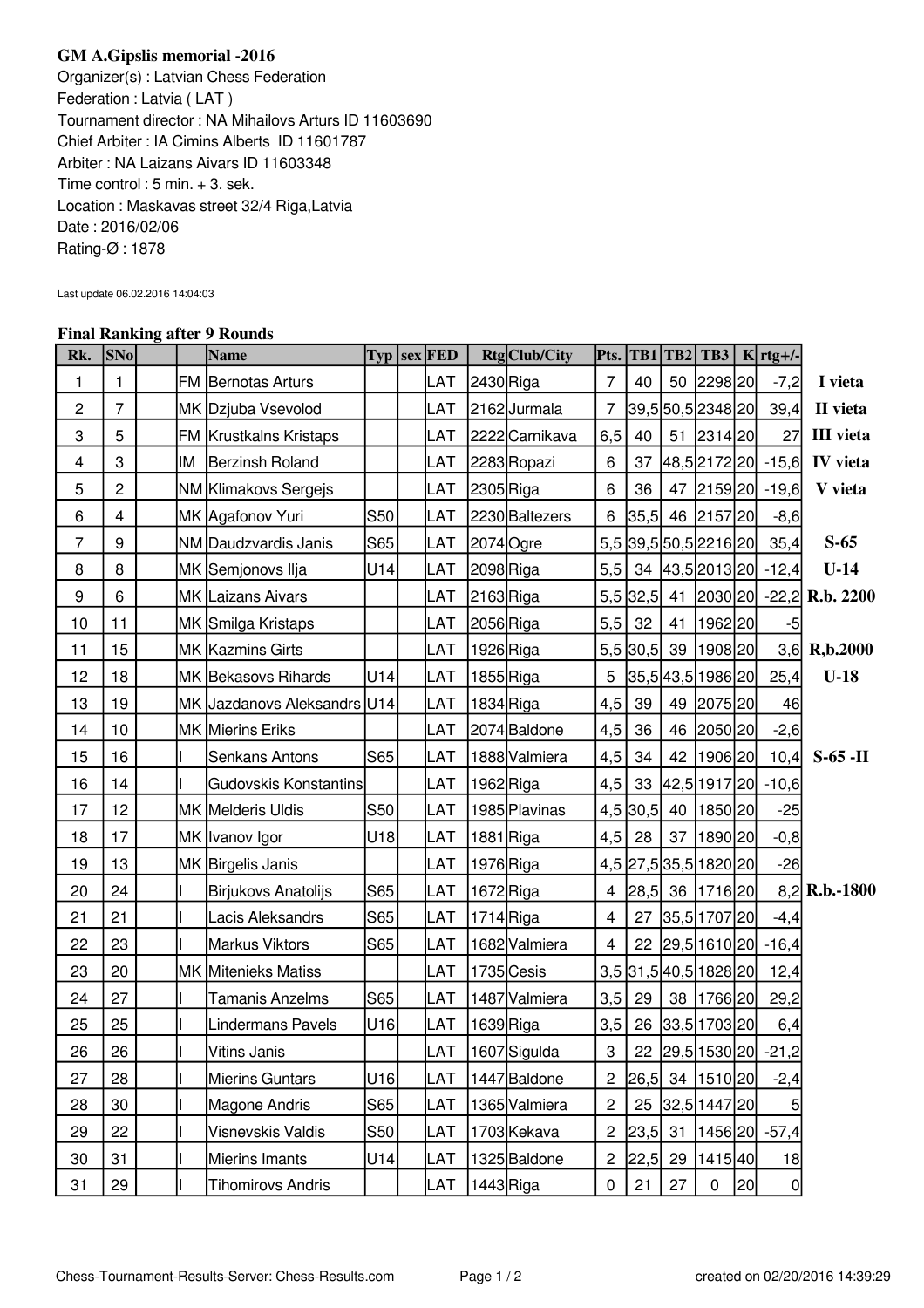**GM A.Gipslis memorial -2016**

Organizer(s) : Latvian Chess Federation
Federation : Latvia ( LAT )
Tournament director : NA Mihailovs Arturs ID 11603690
Chief Arbiter : IA Cimins Alberts ID 11601787
Arbiter : NA Laizans Aivars ID 11603348
Time control : 5 min. + 3. sek.
Location : Maskavas street 32/4 Riga,Latvia
Date : 2016/02/06
Rating-Ø : 1878

Last update 06.02.2016 14:04:03

**Final Ranking after 9 Rounds**

| Rk. | SNo | | | Name | Typ | sex | FED | Rtg | Club/City | Pts. | TB1 | TB2 | TB3 | K | rtg+/- | |
|---|---|---|---|---|---|---|---|---|---|---|---|---|---|---|---|---|
| 1 | 1 | | FM | Bernotas Arturs | | | LAT | 2430 | Riga | 7 | 40 | 50 | 2298 | 20 | -7,2 | **I vieta** |
| 2 | 7 | | MK | Dzjuba Vsevolod | | | LAT | 2162 | Jurmala | 7 | 39,5 | 50,5 | 2348 | 20 | 39,4 | **II vieta** |
| 3 | 5 | | FM | Krustkalns Kristaps | | | LAT | 2222 | Carnikava | 6,5 | 40 | 51 | 2314 | 20 | 27 | **III vieta** |
| 4 | 3 | | IM | Berzinsh Roland | | | LAT | 2283 | Ropazi | 6 | 37 | 48,5 | 2172 | 20 | -15,6 | **IV vieta** |
| 5 | 2 | | NM | Klimakovs Sergejs | | | LAT | 2305 | Riga | 6 | 36 | 47 | 2159 | 20 | -19,6 | **V vieta** |
| 6 | 4 | | MK | Agafonov Yuri | S50 | | LAT | 2230 | Baltezers | 6 | 35,5 | 46 | 2157 | 20 | -8,6 | |
| 7 | 9 | | NM | Daudzvardis Janis | S65 | | LAT | 2074 | Ogre | 5,5 | 39,5 | 50,5 | 2216 | 20 | 35,4 | **S-65** |
| 8 | 8 | | MK | Semjonovs Ilja | U14 | | LAT | 2098 | Riga | 5,5 | 34 | 43,5 | 2013 | 20 | -12,4 | **U-14** |
| 9 | 6 | | MK | Laizans Aivars | | | LAT | 2163 | Riga | 5,5 | 32,5 | 41 | 2030 | 20 | -22,2 | **R.b. 2200** |
| 10 | 11 | | MK | Smilga Kristaps | | | LAT | 2056 | Riga | 5,5 | 32 | 41 | 1962 | 20 | -5 | |
| 11 | 15 | | MK | Kazmins Girts | | | LAT | 1926 | Riga | 5,5 | 30,5 | 39 | 1908 | 20 | 3,6 | **R,b.2000** |
| 12 | 18 | | MK | Bekasovs Rihards | U14 | | LAT | 1855 | Riga | 5 | 35,5 | 43,5 | 1986 | 20 | 25,4 | **U-18** |
| 13 | 19 | | MK | Jazdanovs Aleksandrs | U14 | | LAT | 1834 | Riga | 4,5 | 39 | 49 | 2075 | 20 | 46 | |
| 14 | 10 | | MK | Mierins Eriks | | | LAT | 2074 | Baldone | 4,5 | 36 | 46 | 2050 | 20 | -2,6 | |
| 15 | 16 | | I | Senkans Antons | S65 | | LAT | 1888 | Valmiera | 4,5 | 34 | 42 | 1906 | 20 | 10,4 | **S-65 -II** |
| 16 | 14 | | I | Gudovskis Konstantins | | | LAT | 1962 | Riga | 4,5 | 33 | 42,5 | 1917 | 20 | -10,6 | |
| 17 | 12 | | MK | Melderis Uldis | S50 | | LAT | 1985 | Plavinas | 4,5 | 30,5 | 40 | 1850 | 20 | -25 | |
| 18 | 17 | | MK | Ivanov Igor | U18 | | LAT | 1881 | Riga | 4,5 | 28 | 37 | 1890 | 20 | -0,8 | |
| 19 | 13 | | MK | Birgelis Janis | | | LAT | 1976 | Riga | 4,5 | 27,5 | 35,5 | 1820 | 20 | -26 | |
| 20 | 24 | | I | Birjukovs Anatolijs | S65 | | LAT | 1672 | Riga | 4 | 28,5 | 36 | 1716 | 20 | 8,2 | **R.b.-1800** |
| 21 | 21 | | I | Lacis Aleksandrs | S65 | | LAT | 1714 | Riga | 4 | 27 | 35,5 | 1707 | 20 | -4,4 | |
| 22 | 23 | | I | Markus Viktors | S65 | | LAT | 1682 | Valmiera | 4 | 22 | 29,5 | 1610 | 20 | -16,4 | |
| 23 | 20 | | MK | Mitenieks Matiss | | | LAT | 1735 | Cesis | 3,5 | 31,5 | 40,5 | 1828 | 20 | 12,4 | |
| 24 | 27 | | I | Tamanis Anzelms | S65 | | LAT | 1487 | Valmiera | 3,5 | 29 | 38 | 1766 | 20 | 29,2 | |
| 25 | 25 | | I | Lindermans Pavels | U16 | | LAT | 1639 | Riga | 3,5 | 26 | 33,5 | 1703 | 20 | 6,4 | |
| 26 | 26 | | I | Vitins Janis | | | LAT | 1607 | Sigulda | 3 | 22 | 29,5 | 1530 | 20 | -21,2 | |
| 27 | 28 | | I | Mierins Guntars | U16 | | LAT | 1447 | Baldone | 2 | 26,5 | 34 | 1510 | 20 | -2,4 | |
| 28 | 30 | | I | Magone Andris | S65 | | LAT | 1365 | Valmiera | 2 | 25 | 32,5 | 1447 | 20 | 5 | |
| 29 | 22 | | I | Visnevskis Valdis | S50 | | LAT | 1703 | Kekava | 2 | 23,5 | 31 | 1456 | 20 | -57,4 | |
| 30 | 31 | | I | Mierins Imants | U14 | | LAT | 1325 | Baldone | 2 | 22,5 | 29 | 1415 | 40 | 18 | |
| 31 | 29 | | I | Tihomirovs Andris | | | LAT | 1443 | Riga | 0 | 21 | 27 | 0 | 20 | 0 | |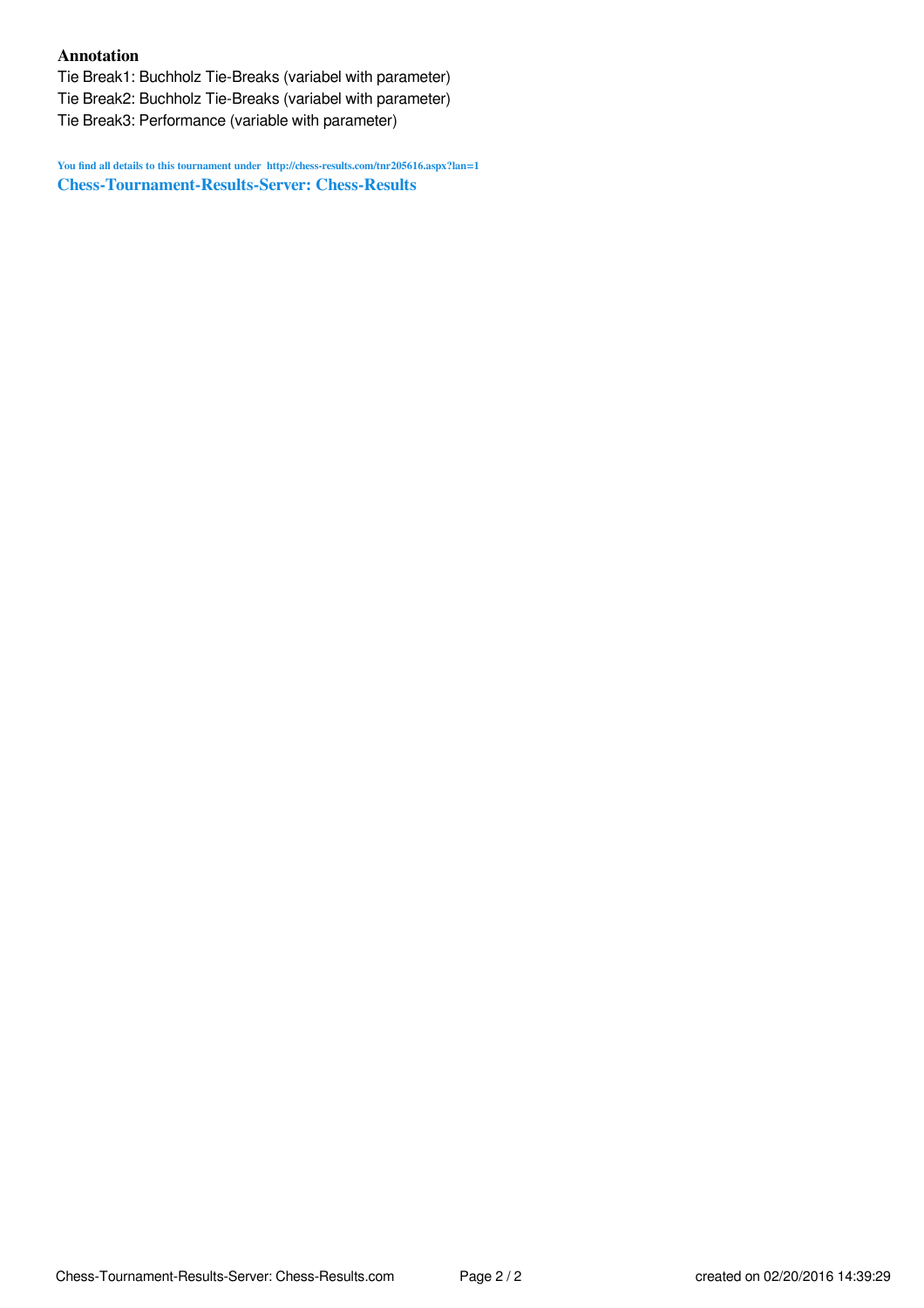**Annotation**

Tie Break1: Buchholz Tie-Breaks (variabel with parameter)
Tie Break2: Buchholz Tie-Breaks (variabel with parameter)
Tie Break3: Performance (variable with parameter)

You find all details to this tournament under http://chess-results.com/tnr205616.aspx?lan=1

**Chess-Tournament-Results-Server: Chess-Results**